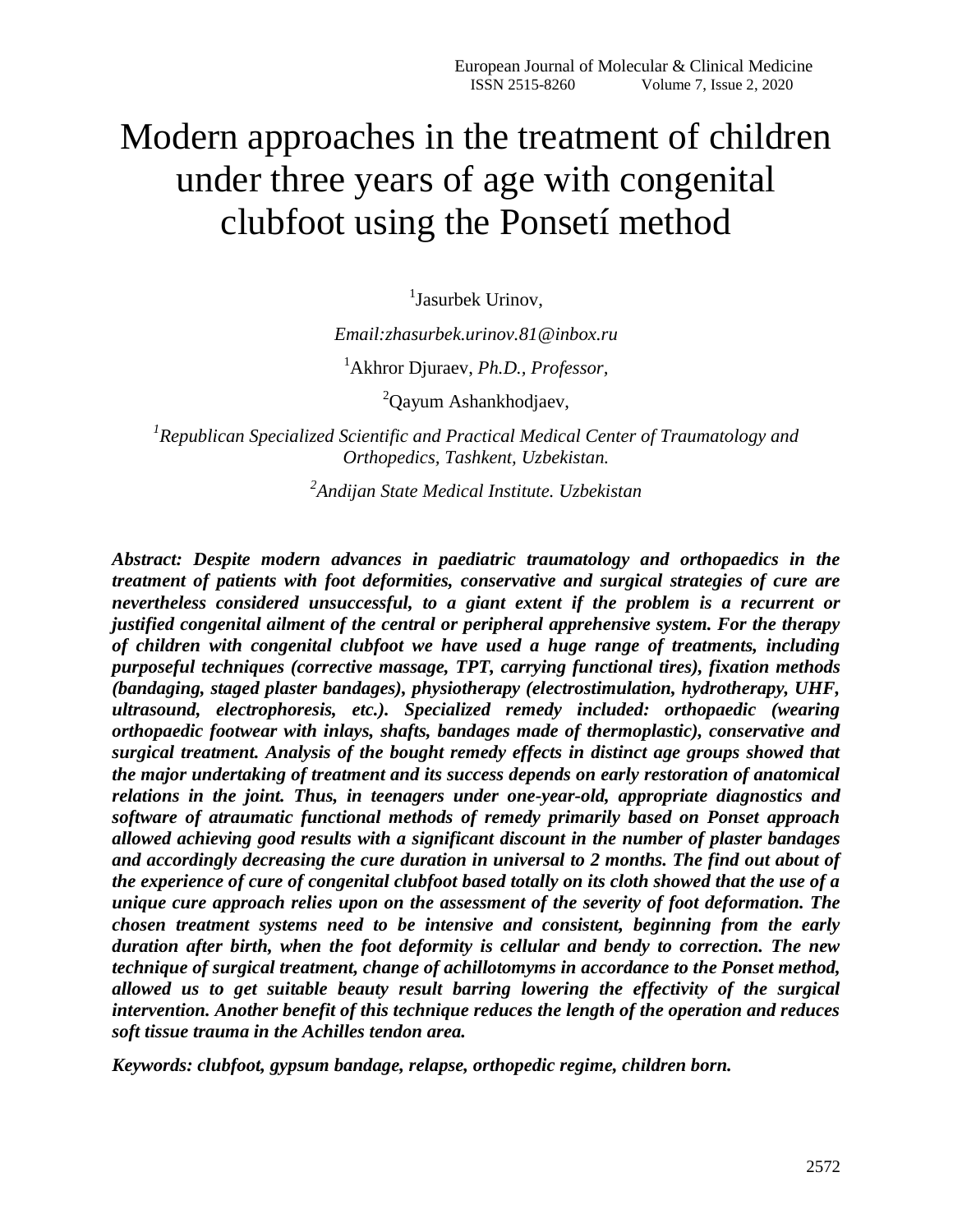# Modern approaches in the treatment of children under three years of age with congenital clubfoot using the Ponsetí method

[1]Jasurbek Urinov,

*Email:zhasurbek.urinov.81@inbox.ru*

[1]Akhror Djuraev, *Ph.D., Professor,*

[2]Qayum Ashankhodjaev,

[1]*Republican Specialized Scientific and Practical Medical Center of Traumatology and Orthopedics, Tashkent, Uzbekistan.*

[2]*Andijan State Medical Institute. Uzbekistan*

***Abstract: Despite modern advances in paediatric traumatology and orthopaedics in the treatment of patients with foot deformities, conservative and surgical strategies of cure are nevertheless considered unsuccessful, to a giant extent if the problem is a recurrent or justified congenital ailment of the central or peripheral apprehensive system. For the therapy of children with congenital clubfoot we have used a huge range of treatments, including purposeful techniques (corrective massage, TPT, carrying functional tires), fixation methods (bandaging, staged plaster bandages), physiotherapy (electrostimulation, hydrotherapy, UHF, ultrasound, electrophoresis, etc.). Specialized remedy included: orthopaedic (wearing orthopaedic footwear with inlays, shafts, bandages made of thermoplastic), conservative and surgical treatment. Analysis of the bought remedy effects in distinct age groups showed that the major undertaking of treatment and its success depends on early restoration of anatomical relations in the joint. Thus, in teenagers under one-year-old, appropriate diagnostics and software of atraumatic functional methods of remedy primarily based on Ponset approach allowed achieving good results with a significant discount in the number of plaster bandages and accordingly decreasing the cure duration in universal to 2 months. The find out about of the experience of cure of congenital clubfoot based totally on its cloth showed that the use of a unique cure approach relies upon on the assessment of the severity of foot deformation. The chosen treatment systems need to be intensive and consistent, beginning from the early duration after birth, when the foot deformity is cellular and bendy to correction. The new technique of surgical treatment, change of achillotomyms in accordance to the Ponset method, allowed us to get suitable beauty result barring lowering the effectivity of the surgical intervention. Another benefit of this technique reduces the length of the operation and reduces soft tissue trauma in the Achilles tendon area.***

***Keywords: clubfoot, gypsum bandage, relapse, orthopedic regime, children born.***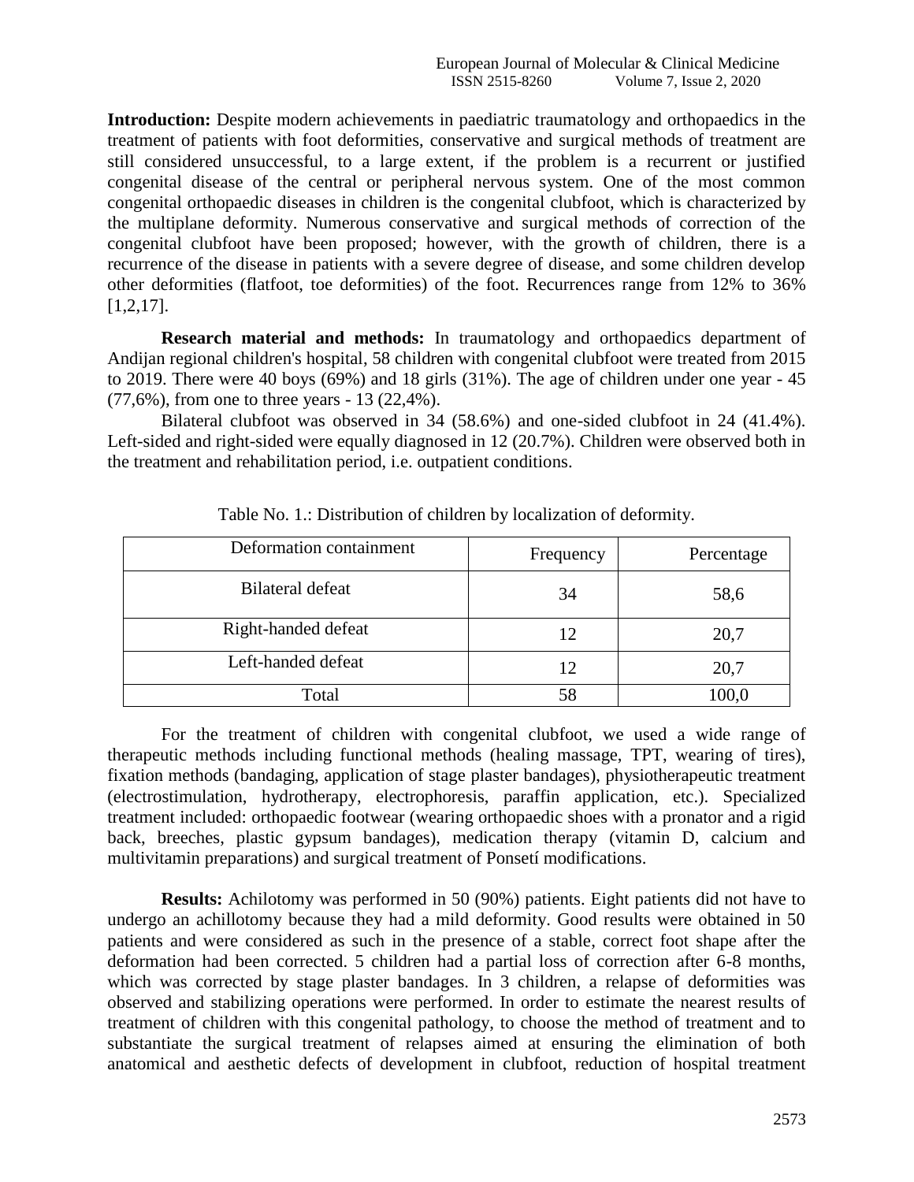**Introduction:** Despite modern achievements in paediatric traumatology and orthopaedics in the treatment of patients with foot deformities, conservative and surgical methods of treatment are still considered unsuccessful, to a large extent, if the problem is a recurrent or justified congenital disease of the central or peripheral nervous system. One of the most common congenital orthopaedic diseases in children is the congenital clubfoot, which is characterized by the multiplane deformity. Numerous conservative and surgical methods of correction of the congenital clubfoot have been proposed; however, with the growth of children, there is a recurrence of the disease in patients with a severe degree of disease, and some children develop other deformities (flatfoot, toe deformities) of the foot. Recurrences range from 12% to 36% [1,2,17].

**Research material and methods:** In traumatology and orthopaedics department of Andijan regional children's hospital, 58 children with congenital clubfoot were treated from 2015 to 2019. There were 40 boys (69%) and 18 girls (31%). The age of children under one year - 45 (77,6%), from one to three years - 13 (22,4%).

Bilateral clubfoot was observed in 34 (58.6%) and one-sided clubfoot in 24 (41.4%). Left-sided and right-sided were equally diagnosed in 12 (20.7%). Children were observed both in the treatment and rehabilitation period, i.e. outpatient conditions.

Table No. 1.: Distribution of children by localization of deformity.

| Deformation containment | Frequency | Percentage |
| --- | --- | --- |
| Bilateral defeat | 34 | 58,6 |
| Right-handed defeat | 12 | 20,7 |
| Left-handed defeat | 12 | 20,7 |
| Total | 58 | 100,0 |

For the treatment of children with congenital clubfoot, we used a wide range of therapeutic methods including functional methods (healing massage, TPT, wearing of tires), fixation methods (bandaging, application of stage plaster bandages), physiotherapeutic treatment (electrostimulation, hydrotherapy, electrophoresis, paraffin application, etc.). Specialized treatment included: orthopaedic footwear (wearing orthopaedic shoes with a pronator and a rigid back, breeches, plastic gypsum bandages), medication therapy (vitamin D, calcium and multivitamin preparations) and surgical treatment of Ponsetí modifications.

**Results:** Achilotomy was performed in 50 (90%) patients. Eight patients did not have to undergo an achillotomy because they had a mild deformity. Good results were obtained in 50 patients and were considered as such in the presence of a stable, correct foot shape after the deformation had been corrected. 5 children had a partial loss of correction after 6-8 months, which was corrected by stage plaster bandages. In 3 children, a relapse of deformities was observed and stabilizing operations were performed. In order to estimate the nearest results of treatment of children with this congenital pathology, to choose the method of treatment and to substantiate the surgical treatment of relapses aimed at ensuring the elimination of both anatomical and aesthetic defects of development in clubfoot, reduction of hospital treatment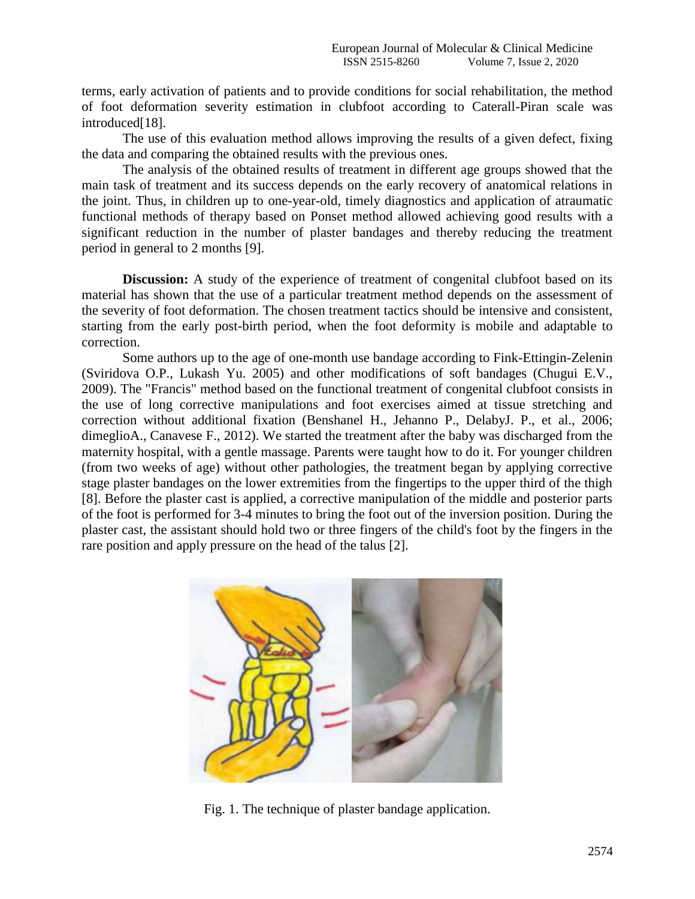terms, early activation of patients and to provide conditions for social rehabilitation, the method of foot deformation severity estimation in clubfoot according to Caterall-Piran scale was introduced[18].

The use of this evaluation method allows improving the results of a given defect, fixing the data and comparing the obtained results with the previous ones.

The analysis of the obtained results of treatment in different age groups showed that the main task of treatment and its success depends on the early recovery of anatomical relations in the joint. Thus, in children up to one-year-old, timely diagnostics and application of atraumatic functional methods of therapy based on Ponset method allowed achieving good results with a significant reduction in the number of plaster bandages and thereby reducing the treatment period in general to 2 months [9].

**Discussion:** A study of the experience of treatment of congenital clubfoot based on its material has shown that the use of a particular treatment method depends on the assessment of the severity of foot deformation. The chosen treatment tactics should be intensive and consistent, starting from the early post-birth period, when the foot deformity is mobile and adaptable to correction.

Some authors up to the age of one-month use bandage according to Fink-Ettingin-Zelenin (Sviridova O.P., Lukash Yu. 2005) and other modifications of soft bandages (Chugui E.V., 2009). The "Francis" method based on the functional treatment of congenital clubfoot consists in the use of long corrective manipulations and foot exercises aimed at tissue stretching and correction without additional fixation (Benshanel H., Jehanno P., DelabyJ. P., et al., 2006; dimeglioA., Canavese F., 2012). We started the treatment after the baby was discharged from the maternity hospital, with a gentle massage. Parents were taught how to do it. For younger children (from two weeks of age) without other pathologies, the treatment began by applying corrective stage plaster bandages on the lower extremities from the fingertips to the upper third of the thigh [8]. Before the plaster cast is applied, a corrective manipulation of the middle and posterior parts of the foot is performed for 3-4 minutes to bring the foot out of the inversion position. During the plaster cast, the assistant should hold two or three fingers of the child's foot by the fingers in the rare position and apply pressure on the head of the talus [2].

Fig. 1. The technique of plaster bandage application.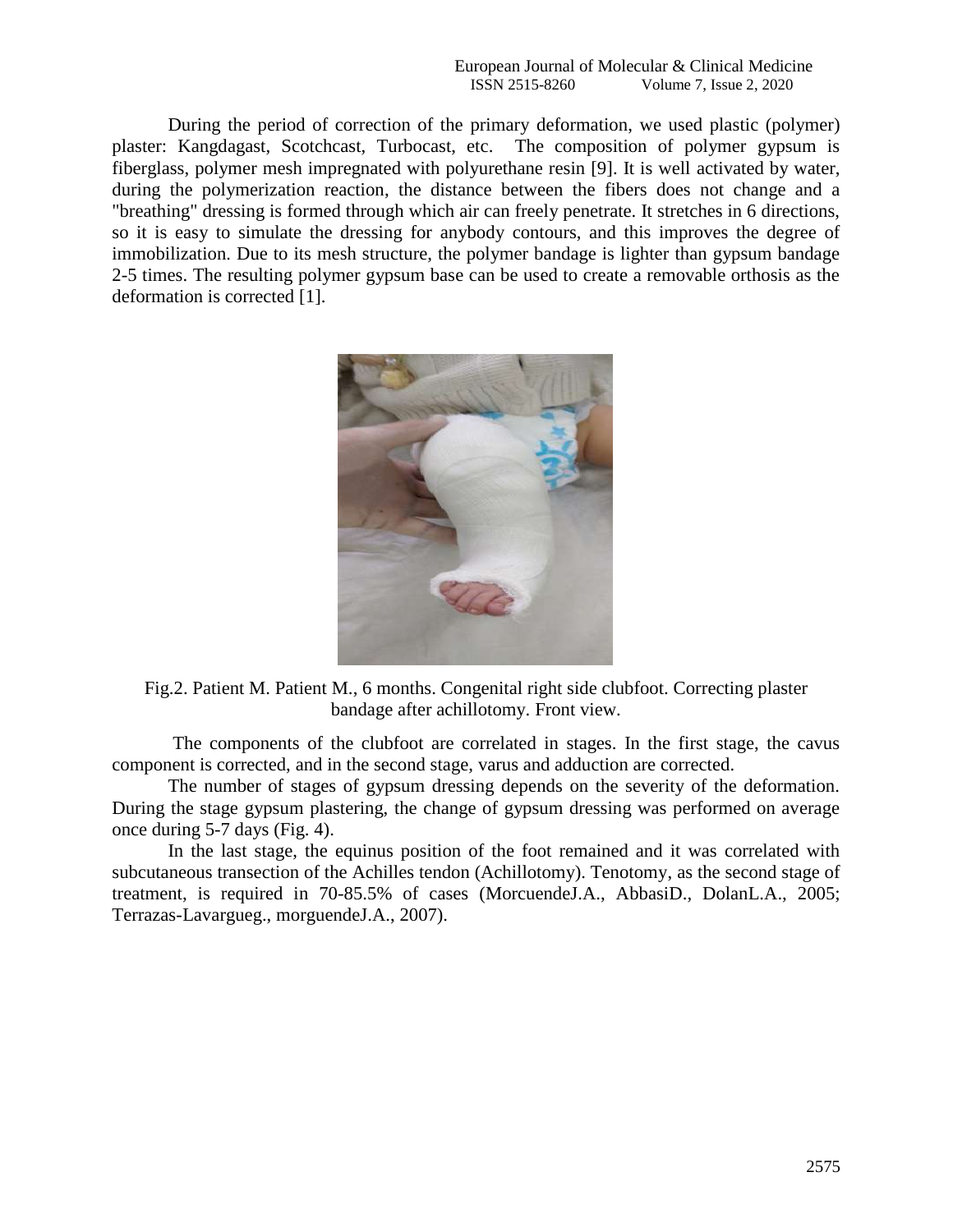During the period of correction of the primary deformation, we used plastic (polymer) plaster: Kangdagast, Scotchcast, Turbocast, etc. The composition of polymer gypsum is fiberglass, polymer mesh impregnated with polyurethane resin [9]. It is well activated by water, during the polymerization reaction, the distance between the fibers does not change and a "breathing" dressing is formed through which air can freely penetrate. It stretches in 6 directions, so it is easy to simulate the dressing for anybody contours, and this improves the degree of immobilization. Due to its mesh structure, the polymer bandage is lighter than gypsum bandage 2-5 times. The resulting polymer gypsum base can be used to create a removable orthosis as the deformation is corrected [1].

Fig.2. Patient M. Patient M., 6 months. Congenital right side clubfoot. Correcting plaster bandage after achillotomy. Front view.

The components of the clubfoot are correlated in stages. In the first stage, the cavus component is corrected, and in the second stage, varus and adduction are corrected.

The number of stages of gypsum dressing depends on the severity of the deformation. During the stage gypsum plastering, the change of gypsum dressing was performed on average once during 5-7 days (Fig. 4).

In the last stage, the equinus position of the foot remained and it was correlated with subcutaneous transection of the Achilles tendon (Achillotomy). Tenotomy, as the second stage of treatment, is required in 70-85.5% of cases (MorcuendeJ.A., AbbasiD., DolanL.A., 2005; Terrazas-Lavargueg., morguendeJ.A., 2007).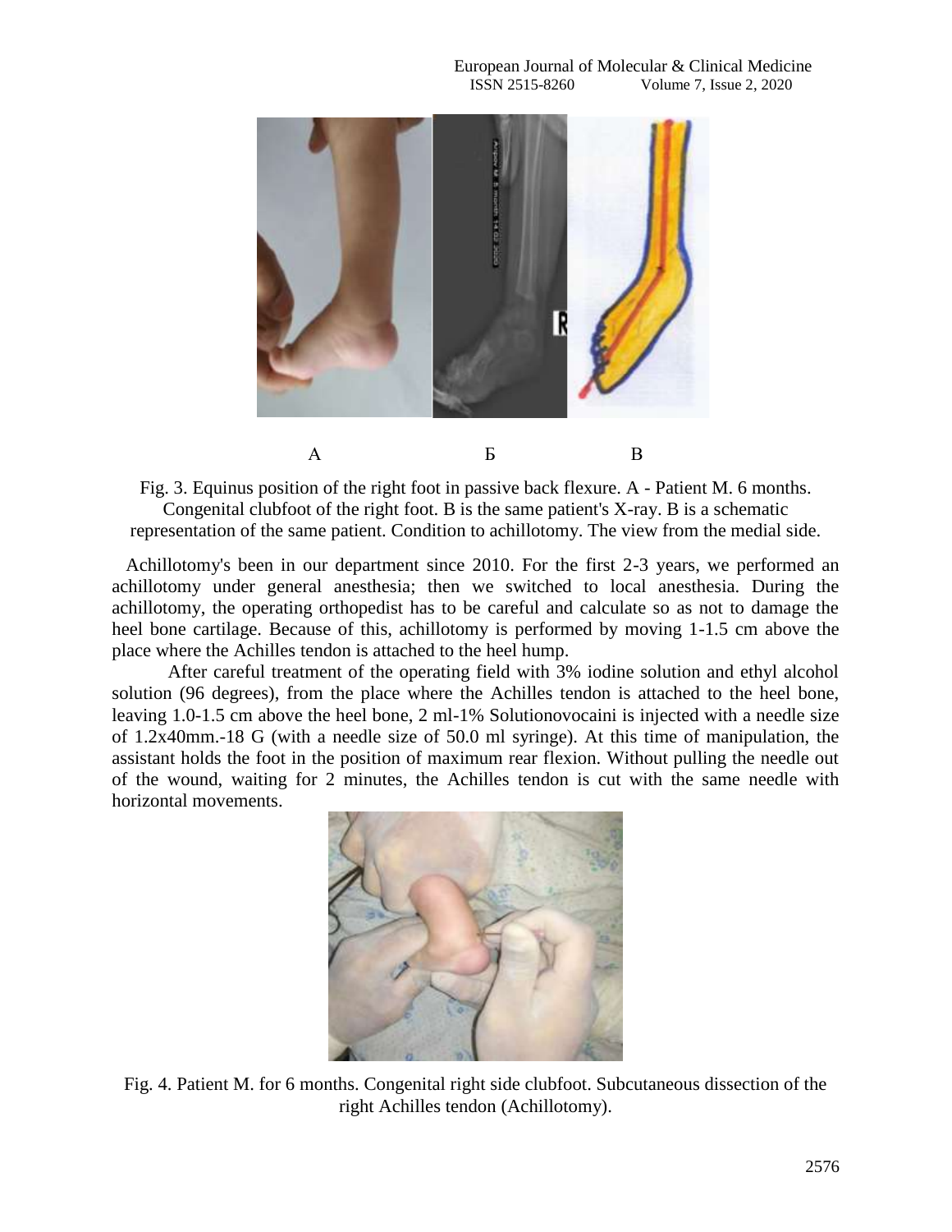A Б B

Fig. 3. Equinus position of the right foot in passive back flexure. A - Patient M. 6 months. Congenital clubfoot of the right foot. B is the same patient's X-ray. B is a schematic representation of the same patient. Condition to achillotomy. The view from the medial side.

Achillotomy's been in our department since 2010. For the first 2-3 years, we performed an achillotomy under general anesthesia; then we switched to local anesthesia. During the achillotomy, the operating orthopedist has to be careful and calculate so as not to damage the heel bone cartilage. Because of this, achillotomy is performed by moving 1-1.5 cm above the place where the Achilles tendon is attached to the heel hump.

After careful treatment of the operating field with 3% iodine solution and ethyl alcohol solution (96 degrees), from the place where the Achilles tendon is attached to the heel bone, leaving 1.0-1.5 cm above the heel bone, 2 ml-1% Solutionovocaini is injected with a needle size of 1.2x40mm.-18 G (with a needle size of 50.0 ml syringe). At this time of manipulation, the assistant holds the foot in the position of maximum rear flexion. Without pulling the needle out of the wound, waiting for 2 minutes, the Achilles tendon is cut with the same needle with horizontal movements.

Fig. 4. Patient M. for 6 months. Congenital right side clubfoot. Subcutaneous dissection of the right Achilles tendon (Achillotomy).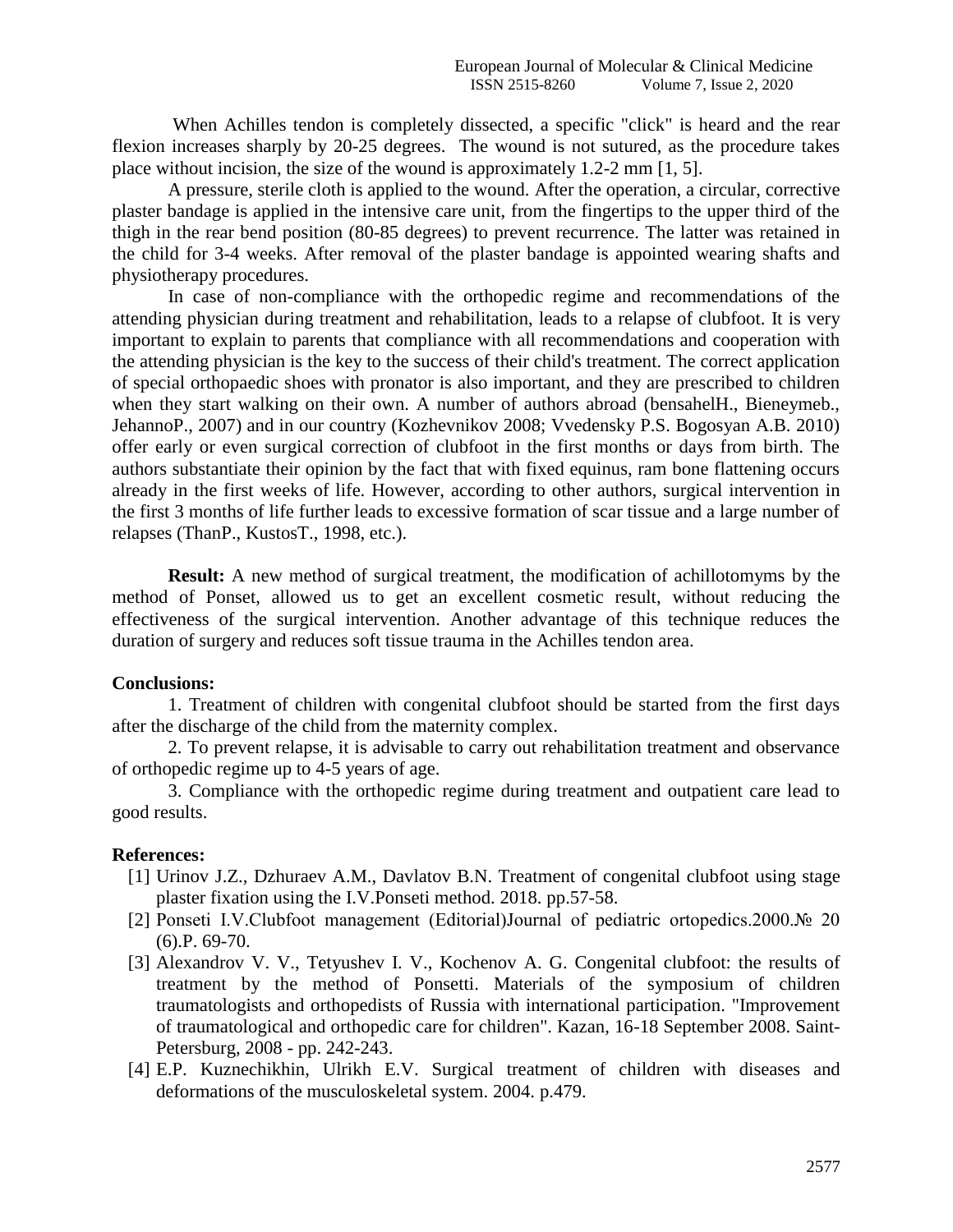When Achilles tendon is completely dissected, a specific "click" is heard and the rear flexion increases sharply by 20-25 degrees. The wound is not sutured, as the procedure takes place without incision, the size of the wound is approximately 1.2-2 mm [1, 5].

A pressure, sterile cloth is applied to the wound. After the operation, a circular, corrective plaster bandage is applied in the intensive care unit, from the fingertips to the upper third of the thigh in the rear bend position (80-85 degrees) to prevent recurrence. The latter was retained in the child for 3-4 weeks. After removal of the plaster bandage is appointed wearing shafts and physiotherapy procedures.

In case of non-compliance with the orthopedic regime and recommendations of the attending physician during treatment and rehabilitation, leads to a relapse of clubfoot. It is very important to explain to parents that compliance with all recommendations and cooperation with the attending physician is the key to the success of their child's treatment. The correct application of special orthopaedic shoes with pronator is also important, and they are prescribed to children when they start walking on their own. A number of authors abroad (bensahelH., Bieneymeb., JehannoP., 2007) and in our country (Kozhevnikov 2008; Vvedensky P.S. Bogosyan A.B. 2010) offer early or even surgical correction of clubfoot in the first months or days from birth. The authors substantiate their opinion by the fact that with fixed equinus, ram bone flattening occurs already in the first weeks of life. However, according to other authors, surgical intervention in the first 3 months of life further leads to excessive formation of scar tissue and a large number of relapses (ThanP., KustosT., 1998, etc.).

**Result:** A new method of surgical treatment, the modification of achillotomyms by the method of Ponset, allowed us to get an excellent cosmetic result, without reducing the effectiveness of the surgical intervention. Another advantage of this technique reduces the duration of surgery and reduces soft tissue trauma in the Achilles tendon area.

**Conclusions:**

1. Treatment of children with congenital clubfoot should be started from the first days after the discharge of the child from the maternity complex.
2. To prevent relapse, it is advisable to carry out rehabilitation treatment and observance of orthopedic regime up to 4-5 years of age.
3. Compliance with the orthopedic regime during treatment and outpatient care lead to good results.

**References:**

[1] Urinov J.Z., Dzhuraev A.M., Davlatov B.N. Treatment of congenital clubfoot using stage plaster fixation using the I.V.Ponseti method. 2018. pp.57-58.

[2] Ponseti I.V.Clubfoot management (Editorial)Journal of pediatric ortopedics.2000.№ 20 (6).P. 69-70.

[3] Alexandrov V. V., Tetyushev I. V., Kochenov A. G. Congenital clubfoot: the results of treatment by the method of Ponsetti. Materials of the symposium of children traumatologists and orthopedists of Russia with international participation. "Improvement of traumatological and orthopedic care for children". Kazan, 16-18 September 2008. Saint-Petersburg, 2008 - pp. 242-243.

[4] E.P. Kuznechikhin, Ulrikh E.V. Surgical treatment of children with diseases and deformations of the musculoskeletal system. 2004. p.479.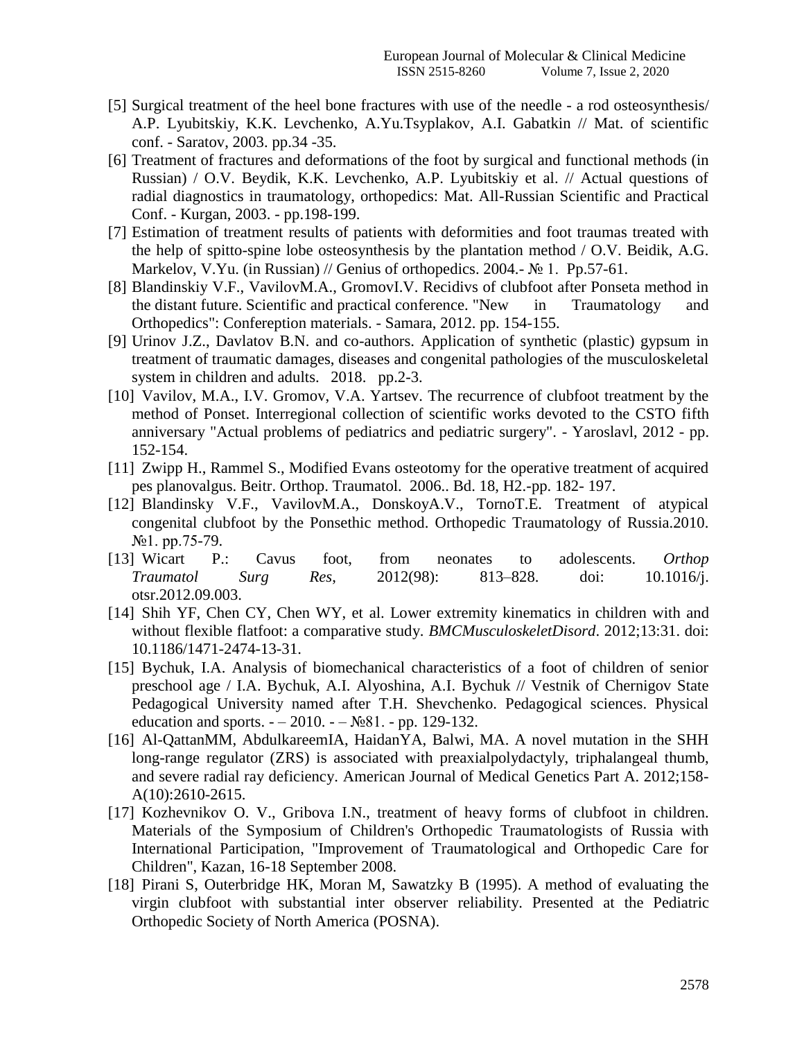[5] Surgical treatment of the heel bone fractures with use of the needle - a rod osteosynthesis/ A.P. Lyubitskiy, K.K. Levchenko, A.Yu.Tsyplakov, A.I. Gabatkin // Mat. of scientific conf. - Saratov, 2003. pp.34 -35.

[6] Treatment of fractures and deformations of the foot by surgical and functional methods (in Russian) / O.V. Beydik, K.K. Levchenko, A.P. Lyubitskiy et al. // Actual questions of radial diagnostics in traumatology, orthopedics: Mat. All-Russian Scientific and Practical Conf. - Kurgan, 2003. - pp.198-199.

[7] Estimation of treatment results of patients with deformities and foot traumas treated with the help of spitto-spine lobe osteosynthesis by the plantation method / O.V. Beidik, A.G. Markelov, V.Yu. (in Russian) // Genius of orthopedics. 2004.- № 1. Pp.57-61.

[8] Blandinskiy V.F., VavilovM.A., GromovI.V. Recidivs of clubfoot after Ponseta method in the distant future. Scientific and practical conference. "New in Traumatology and Orthopedics": Confereption materials. - Samara, 2012. pp. 154-155.

[9] Urinov J.Z., Davlatov B.N. and co-authors. Application of synthetic (plastic) gypsum in treatment of traumatic damages, diseases and congenital pathologies of the musculoskeletal system in children and adults. 2018. pp.2-3.

[10] Vavilov, M.A., I.V. Gromov, V.A. Yartsev. The recurrence of clubfoot treatment by the method of Ponset. Interregional collection of scientific works devoted to the CSTO fifth anniversary "Actual problems of pediatrics and pediatric surgery". - Yaroslavl, 2012 - pp. 152-154.

[11] Zwipp H., Rammel S., Modified Evans osteotomy for the operative treatment of acquired pes planovalgus. Beitr. Orthop. Traumatol. 2006.. Bd. 18, H2.-pp. 182- 197.

[12] Blandinsky V.F., VavilovM.A., DonskoyA.V., TornoT.E. Treatment of atypical congenital clubfoot by the Ponsethic method. Orthopedic Traumatology of Russia.2010. №1. pp.75-79.

[13] Wicart P.: Cavus foot, from neonates to adolescents. *Orthop Traumatol Surg Res*, 2012(98): 813–828. doi: 10.1016/j. otsr.2012.09.003.

[14] Shih YF, Chen CY, Chen WY, et al. Lower extremity kinematics in children with and without flexible flatfoot: a comparative study. *BMCMusculoskeletDisord*. 2012;13:31. doi: 10.1186/1471-2474-13-31.

[15] Bychuk, I.A. Analysis of biomechanical characteristics of a foot of children of senior preschool age / I.A. Bychuk, A.I. Alyoshina, A.I. Bychuk // Vestnik of Chernigov State Pedagogical University named after T.H. Shevchenko. Pedagogical sciences. Physical education and sports. - – 2010. - – №81. - pp. 129-132.

[16] Al-QattanMM, AbdulkareemIA, HaidanYA, Balwi, MA. A novel mutation in the SHH long-range regulator (ZRS) is associated with preaxialpolydactyly, triphalangeal thumb, and severe radial ray deficiency. American Journal of Medical Genetics Part A. 2012;158-A(10):2610-2615.

[17] Kozhevnikov O. V., Gribova I.N., treatment of heavy forms of clubfoot in children. Materials of the Symposium of Children's Orthopedic Traumatologists of Russia with International Participation, "Improvement of Traumatological and Orthopedic Care for Children", Kazan, 16-18 September 2008.

[18] Pirani S, Outerbridge HK, Moran M, Sawatzky B (1995). A method of evaluating the virgin clubfoot with substantial inter observer reliability. Presented at the Pediatric Orthopedic Society of North America (POSNA).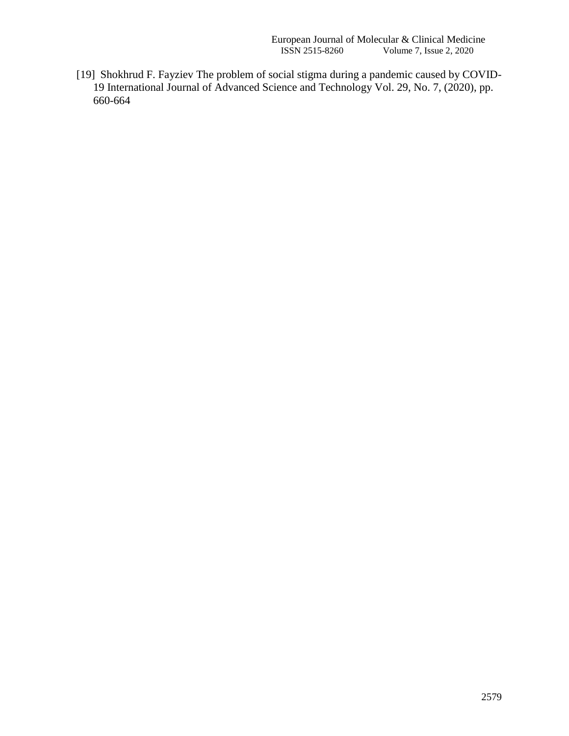[19] Shokhrud F. Fayziev The problem of social stigma during a pandemic caused by COVID-19 International Journal of Advanced Science and Technology Vol. 29, No. 7, (2020), pp. 660-664